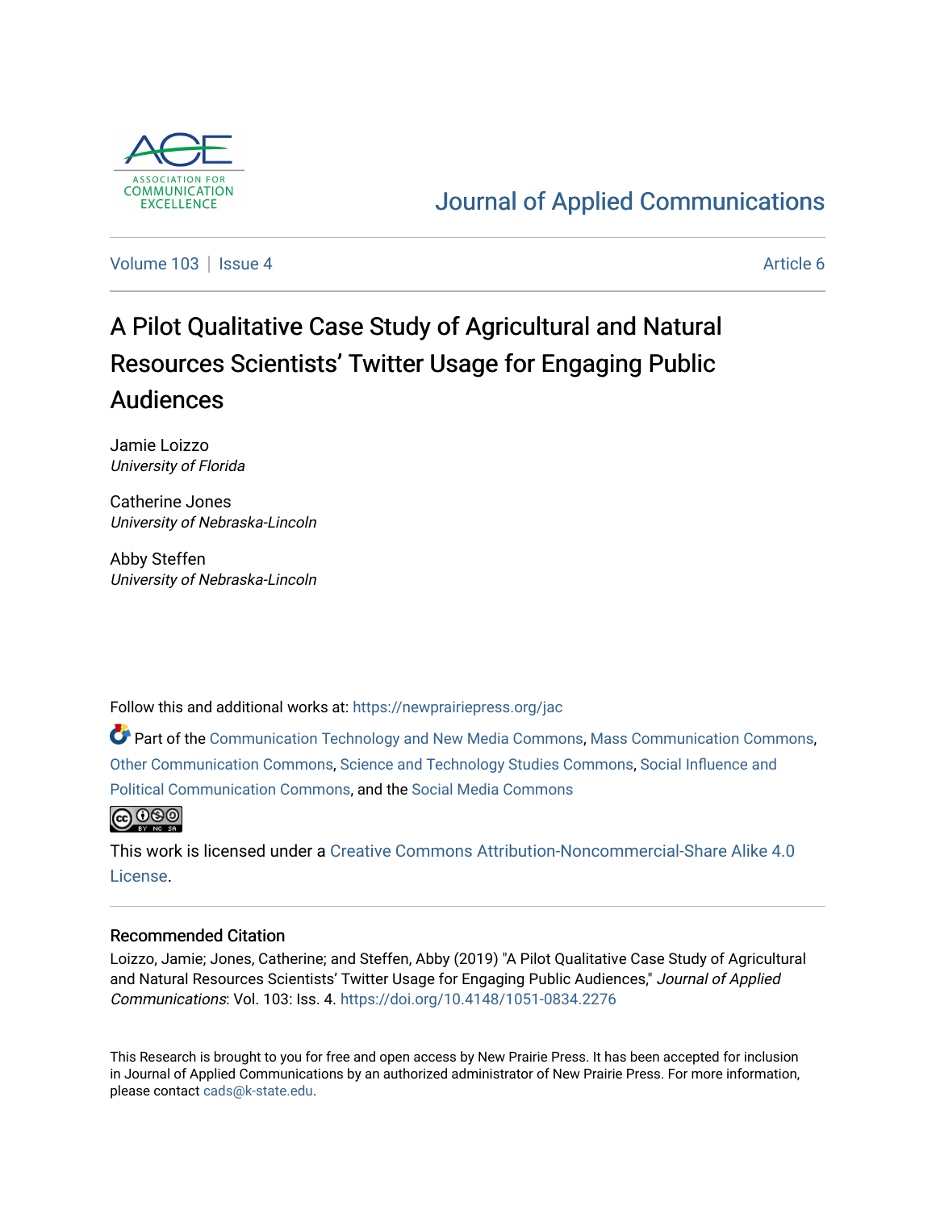Journal of Applied Communications

Volume 103 | Issue 4 | Article 6

# A Pilot Qualitative Case Study of Agricultural and Natural Resources Scientists' Twitter Usage for Engaging Public Audiences

Jamie Loizzo
*University of Florida*

Catherine Jones
*University of Nebraska-Lincoln*

Abby Steffen
*University of Nebraska-Lincoln*

Follow this and additional works at: https://newprairiepress.org/jac

Part of the Communication Technology and New Media Commons, Mass Communication Commons, Other Communication Commons, Science and Technology Studies Commons, Social Influence and Political Communication Commons, and the Social Media Commons

This work is licensed under a Creative Commons Attribution-Noncommercial-Share Alike 4.0 License.

## Recommended Citation

Loizzo, Jamie; Jones, Catherine; and Steffen, Abby (2019) "A Pilot Qualitative Case Study of Agricultural and Natural Resources Scientists' Twitter Usage for Engaging Public Audiences," *Journal of Applied Communications*: Vol. 103: Iss. 4. https://doi.org/10.4148/1051-0834.2276

This Research is brought to you for free and open access by New Prairie Press. It has been accepted for inclusion in Journal of Applied Communications by an authorized administrator of New Prairie Press. For more information, please contact cads@k-state.edu.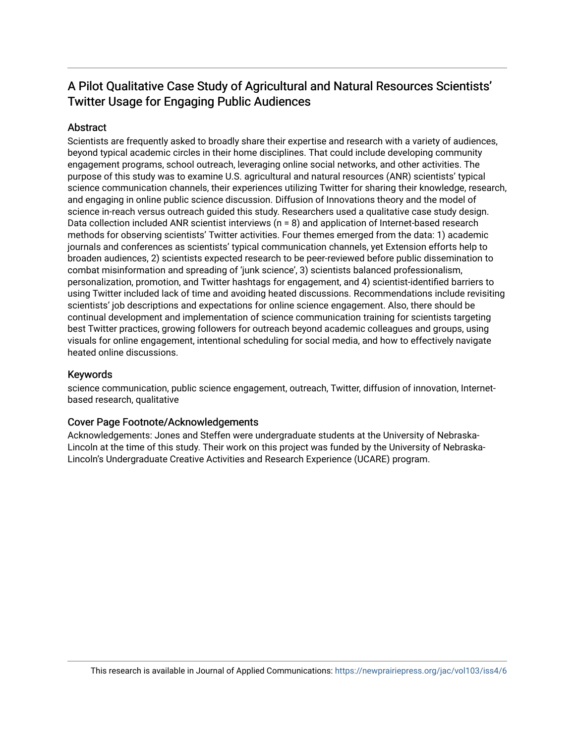# A Pilot Qualitative Case Study of Agricultural and Natural Resources Scientists' Twitter Usage for Engaging Public Audiences

## Abstract

Scientists are frequently asked to broadly share their expertise and research with a variety of audiences, beyond typical academic circles in their home disciplines. That could include developing community engagement programs, school outreach, leveraging online social networks, and other activities. The purpose of this study was to examine U.S. agricultural and natural resources (ANR) scientists' typical science communication channels, their experiences utilizing Twitter for sharing their knowledge, research, and engaging in online public science discussion. Diffusion of Innovations theory and the model of science in-reach versus outreach guided this study. Researchers used a qualitative case study design. Data collection included ANR scientist interviews (n = 8) and application of Internet-based research methods for observing scientists' Twitter activities. Four themes emerged from the data: 1) academic journals and conferences as scientists' typical communication channels, yet Extension efforts help to broaden audiences, 2) scientists expected research to be peer-reviewed before public dissemination to combat misinformation and spreading of 'junk science', 3) scientists balanced professionalism, personalization, promotion, and Twitter hashtags for engagement, and 4) scientist-identified barriers to using Twitter included lack of time and avoiding heated discussions. Recommendations include revisiting scientists' job descriptions and expectations for online science engagement. Also, there should be continual development and implementation of science communication training for scientists targeting best Twitter practices, growing followers for outreach beyond academic colleagues and groups, using visuals for online engagement, intentional scheduling for social media, and how to effectively navigate heated online discussions.

## Keywords

science communication, public science engagement, outreach, Twitter, diffusion of innovation, Internet-based research, qualitative

## Cover Page Footnote/Acknowledgements

Acknowledgements: Jones and Steffen were undergraduate students at the University of Nebraska-Lincoln at the time of this study. Their work on this project was funded by the University of Nebraska-Lincoln's Undergraduate Creative Activities and Research Experience (UCARE) program.

This research is available in Journal of Applied Communications: https://newprairiepress.org/jac/vol103/iss4/6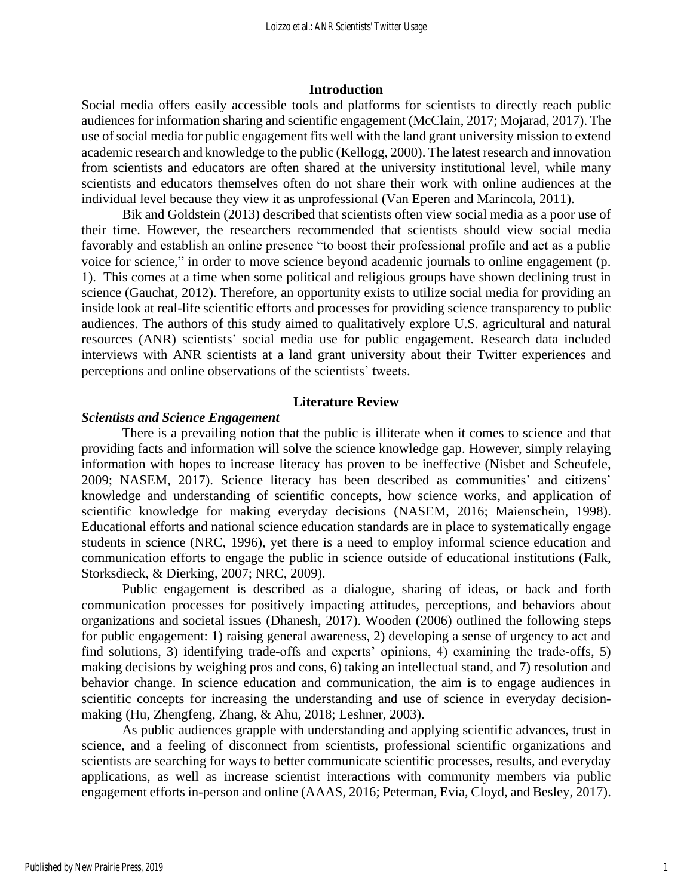## Introduction

Social media offers easily accessible tools and platforms for scientists to directly reach public audiences for information sharing and scientific engagement (McClain, 2017; Mojarad, 2017). The use of social media for public engagement fits well with the land grant university mission to extend academic research and knowledge to the public (Kellogg, 2000). The latest research and innovation from scientists and educators are often shared at the university institutional level, while many scientists and educators themselves often do not share their work with online audiences at the individual level because they view it as unprofessional (Van Eperen and Marincola, 2011).

Bik and Goldstein (2013) described that scientists often view social media as a poor use of their time. However, the researchers recommended that scientists should view social media favorably and establish an online presence "to boost their professional profile and act as a public voice for science," in order to move science beyond academic journals to online engagement (p. 1). This comes at a time when some political and religious groups have shown declining trust in science (Gauchat, 2012). Therefore, an opportunity exists to utilize social media for providing an inside look at real-life scientific efforts and processes for providing science transparency to public audiences. The authors of this study aimed to qualitatively explore U.S. agricultural and natural resources (ANR) scientists' social media use for public engagement. Research data included interviews with ANR scientists at a land grant university about their Twitter experiences and perceptions and online observations of the scientists' tweets.

## Literature Review

### *Scientists and Science Engagement*

There is a prevailing notion that the public is illiterate when it comes to science and that providing facts and information will solve the science knowledge gap. However, simply relaying information with hopes to increase literacy has proven to be ineffective (Nisbet and Scheufele, 2009; NASEM, 2017). Science literacy has been described as communities' and citizens' knowledge and understanding of scientific concepts, how science works, and application of scientific knowledge for making everyday decisions (NASEM, 2016; Maienschein, 1998). Educational efforts and national science education standards are in place to systematically engage students in science (NRC, 1996), yet there is a need to employ informal science education and communication efforts to engage the public in science outside of educational institutions (Falk, Storksdieck, & Dierking, 2007; NRC, 2009).

Public engagement is described as a dialogue, sharing of ideas, or back and forth communication processes for positively impacting attitudes, perceptions, and behaviors about organizations and societal issues (Dhanesh, 2017). Wooden (2006) outlined the following steps for public engagement: 1) raising general awareness, 2) developing a sense of urgency to act and find solutions, 3) identifying trade-offs and experts' opinions, 4) examining the trade-offs, 5) making decisions by weighing pros and cons, 6) taking an intellectual stand, and 7) resolution and behavior change. In science education and communication, the aim is to engage audiences in scientific concepts for increasing the understanding and use of science in everyday decision-making (Hu, Zhengfeng, Zhang, & Ahu, 2018; Leshner, 2003).

As public audiences grapple with understanding and applying scientific advances, trust in science, and a feeling of disconnect from scientists, professional scientific organizations and scientists are searching for ways to better communicate scientific processes, results, and everyday applications, as well as increase scientist interactions with community members via public engagement efforts in-person and online (AAAS, 2016; Peterman, Evia, Cloyd, and Besley, 2017).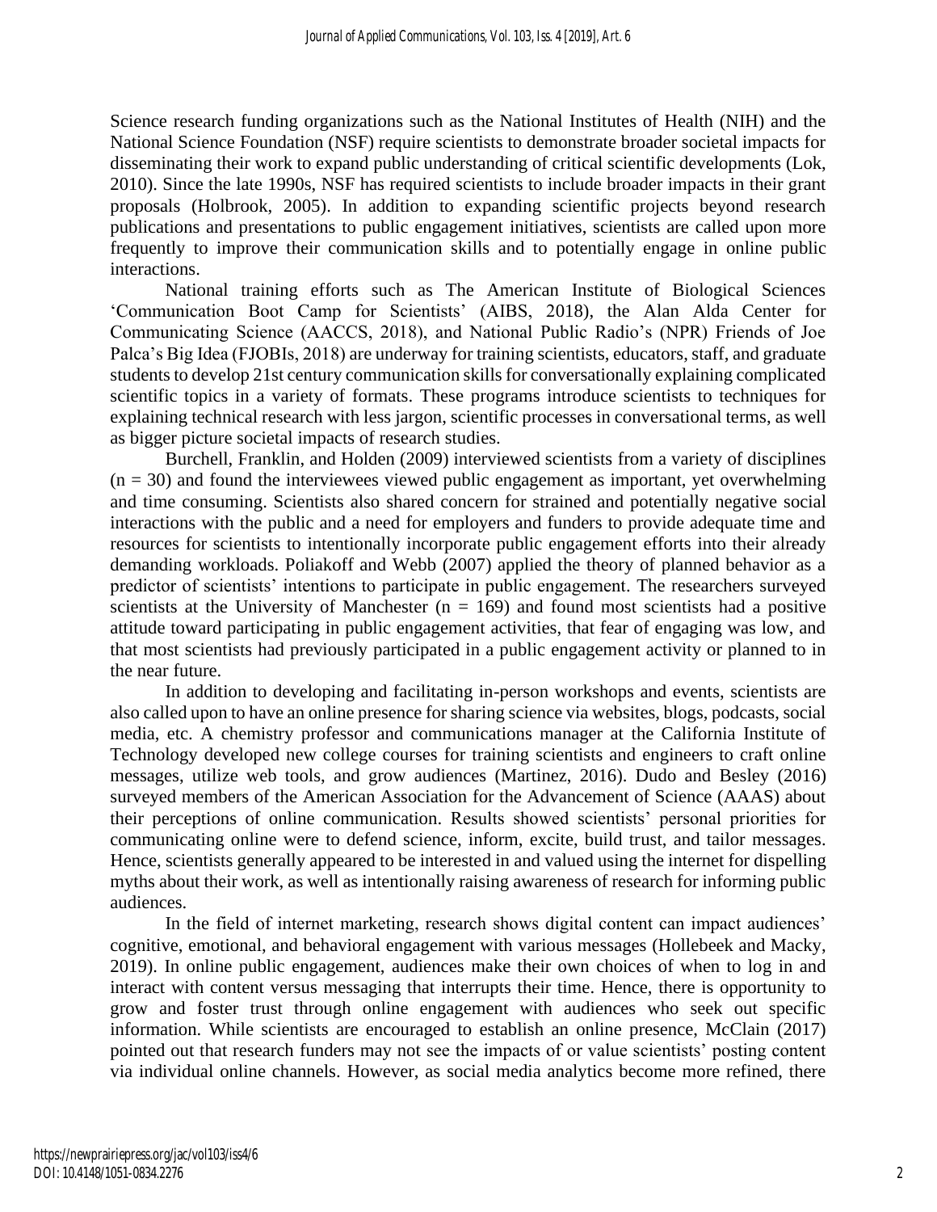Science research funding organizations such as the National Institutes of Health (NIH) and the National Science Foundation (NSF) require scientists to demonstrate broader societal impacts for disseminating their work to expand public understanding of critical scientific developments (Lok, 2010). Since the late 1990s, NSF has required scientists to include broader impacts in their grant proposals (Holbrook, 2005). In addition to expanding scientific projects beyond research publications and presentations to public engagement initiatives, scientists are called upon more frequently to improve their communication skills and to potentially engage in online public interactions.

National training efforts such as The American Institute of Biological Sciences 'Communication Boot Camp for Scientists' (AIBS, 2018), the Alan Alda Center for Communicating Science (AACCS, 2018), and National Public Radio's (NPR) Friends of Joe Palca's Big Idea (FJOBIs, 2018) are underway for training scientists, educators, staff, and graduate students to develop 21st century communication skills for conversationally explaining complicated scientific topics in a variety of formats. These programs introduce scientists to techniques for explaining technical research with less jargon, scientific processes in conversational terms, as well as bigger picture societal impacts of research studies.

Burchell, Franklin, and Holden (2009) interviewed scientists from a variety of disciplines ($n = 30$) and found the interviewees viewed public engagement as important, yet overwhelming and time consuming. Scientists also shared concern for strained and potentially negative social interactions with the public and a need for employers and funders to provide adequate time and resources for scientists to intentionally incorporate public engagement efforts into their already demanding workloads. Poliakoff and Webb (2007) applied the theory of planned behavior as a predictor of scientists' intentions to participate in public engagement. The researchers surveyed scientists at the University of Manchester ($n = 169$) and found most scientists had a positive attitude toward participating in public engagement activities, that fear of engaging was low, and that most scientists had previously participated in a public engagement activity or planned to in the near future.

In addition to developing and facilitating in-person workshops and events, scientists are also called upon to have an online presence for sharing science via websites, blogs, podcasts, social media, etc. A chemistry professor and communications manager at the California Institute of Technology developed new college courses for training scientists and engineers to craft online messages, utilize web tools, and grow audiences (Martinez, 2016). Dudo and Besley (2016) surveyed members of the American Association for the Advancement of Science (AAAS) about their perceptions of online communication. Results showed scientists' personal priorities for communicating online were to defend science, inform, excite, build trust, and tailor messages. Hence, scientists generally appeared to be interested in and valued using the internet for dispelling myths about their work, as well as intentionally raising awareness of research for informing public audiences.

In the field of internet marketing, research shows digital content can impact audiences' cognitive, emotional, and behavioral engagement with various messages (Hollebeek and Macky, 2019). In online public engagement, audiences make their own choices of when to log in and interact with content versus messaging that interrupts their time. Hence, there is opportunity to grow and foster trust through online engagement with audiences who seek out specific information. While scientists are encouraged to establish an online presence, McClain (2017) pointed out that research funders may not see the impacts of or value scientists' posting content via individual online channels. However, as social media analytics become more refined, there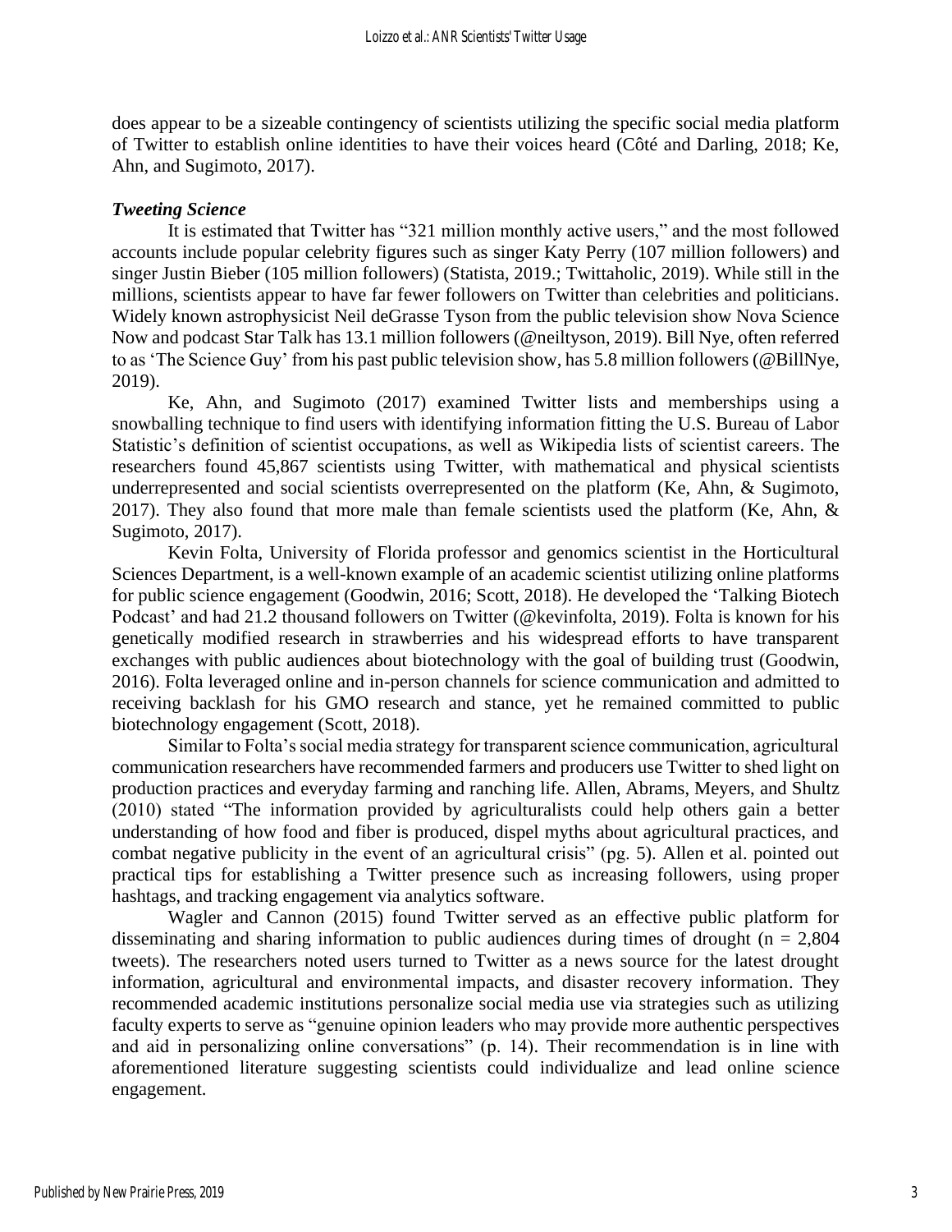does appear to be a sizeable contingency of scientists utilizing the specific social media platform of Twitter to establish online identities to have their voices heard (Côté and Darling, 2018; Ke, Ahn, and Sugimoto, 2017).

### *Tweeting Science*

It is estimated that Twitter has "321 million monthly active users," and the most followed accounts include popular celebrity figures such as singer Katy Perry (107 million followers) and singer Justin Bieber (105 million followers) (Statista, 2019.; Twittaholic, 2019). While still in the millions, scientists appear to have far fewer followers on Twitter than celebrities and politicians. Widely known astrophysicist Neil deGrasse Tyson from the public television show Nova Science Now and podcast Star Talk has 13.1 million followers (@neiltyson, 2019). Bill Nye, often referred to as 'The Science Guy' from his past public television show, has 5.8 million followers (@BillNye, 2019).

Ke, Ahn, and Sugimoto (2017) examined Twitter lists and memberships using a snowballing technique to find users with identifying information fitting the U.S. Bureau of Labor Statistic's definition of scientist occupations, as well as Wikipedia lists of scientist careers. The researchers found 45,867 scientists using Twitter, with mathematical and physical scientists underrepresented and social scientists overrepresented on the platform (Ke, Ahn, & Sugimoto, 2017). They also found that more male than female scientists used the platform (Ke, Ahn, & Sugimoto, 2017).

Kevin Folta, University of Florida professor and genomics scientist in the Horticultural Sciences Department, is a well-known example of an academic scientist utilizing online platforms for public science engagement (Goodwin, 2016; Scott, 2018). He developed the 'Talking Biotech Podcast' and had 21.2 thousand followers on Twitter (@kevinfolta, 2019). Folta is known for his genetically modified research in strawberries and his widespread efforts to have transparent exchanges with public audiences about biotechnology with the goal of building trust (Goodwin, 2016). Folta leveraged online and in-person channels for science communication and admitted to receiving backlash for his GMO research and stance, yet he remained committed to public biotechnology engagement (Scott, 2018).

Similar to Folta's social media strategy for transparent science communication, agricultural communication researchers have recommended farmers and producers use Twitter to shed light on production practices and everyday farming and ranching life. Allen, Abrams, Meyers, and Shultz (2010) stated "The information provided by agriculturalists could help others gain a better understanding of how food and fiber is produced, dispel myths about agricultural practices, and combat negative publicity in the event of an agricultural crisis" (pg. 5). Allen et al. pointed out practical tips for establishing a Twitter presence such as increasing followers, using proper hashtags, and tracking engagement via analytics software.

Wagler and Cannon (2015) found Twitter served as an effective public platform for disseminating and sharing information to public audiences during times of drought ($n = 2{,}804$ tweets). The researchers noted users turned to Twitter as a news source for the latest drought information, agricultural and environmental impacts, and disaster recovery information. They recommended academic institutions personalize social media use via strategies such as utilizing faculty experts to serve as "genuine opinion leaders who may provide more authentic perspectives and aid in personalizing online conversations" (p. 14). Their recommendation is in line with aforementioned literature suggesting scientists could individualize and lead online science engagement.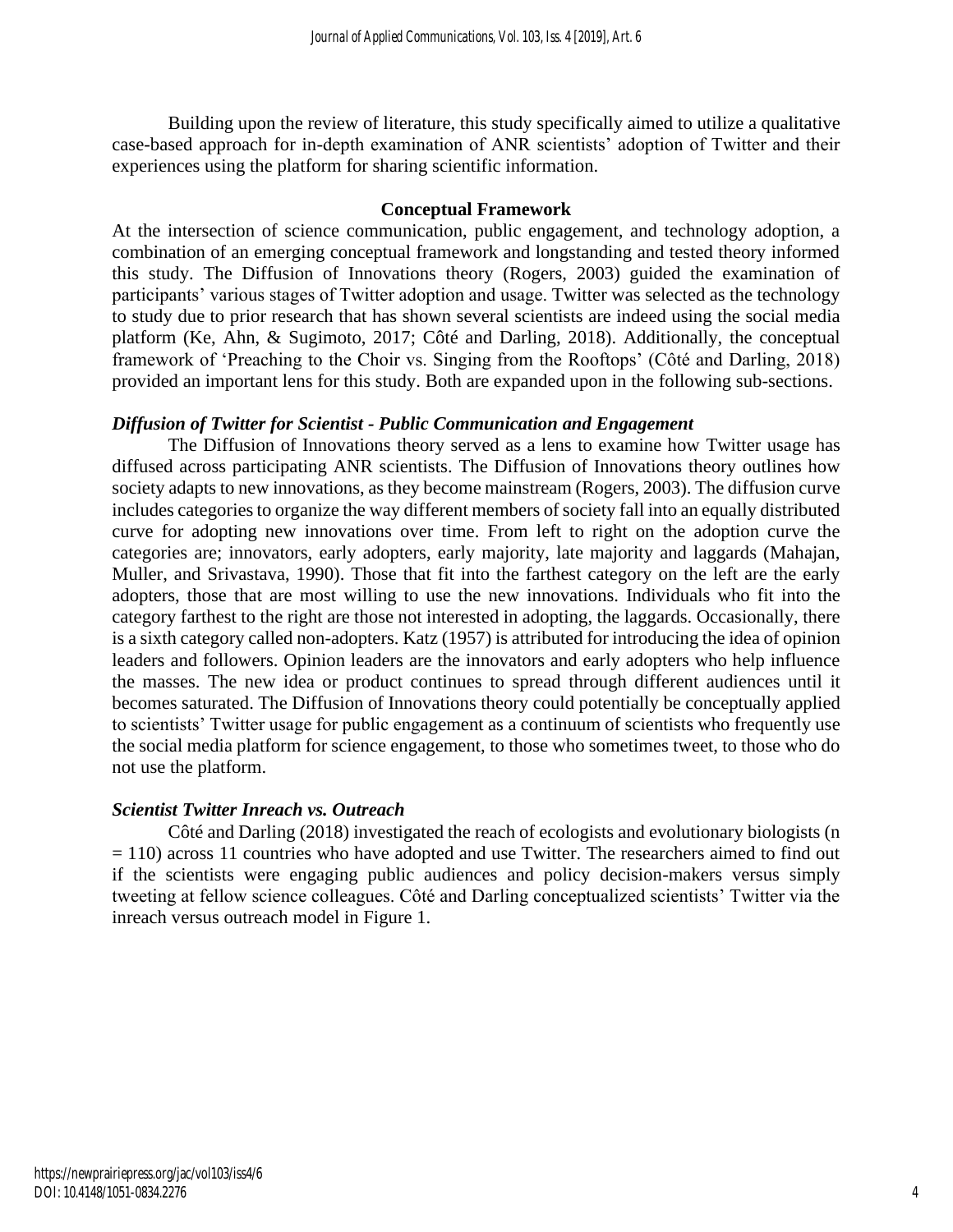Building upon the review of literature, this study specifically aimed to utilize a qualitative case-based approach for in-depth examination of ANR scientists' adoption of Twitter and their experiences using the platform for sharing scientific information.

## Conceptual Framework

At the intersection of science communication, public engagement, and technology adoption, a combination of an emerging conceptual framework and longstanding and tested theory informed this study. The Diffusion of Innovations theory (Rogers, 2003) guided the examination of participants' various stages of Twitter adoption and usage. Twitter was selected as the technology to study due to prior research that has shown several scientists are indeed using the social media platform (Ke, Ahn, & Sugimoto, 2017; Côté and Darling, 2018). Additionally, the conceptual framework of 'Preaching to the Choir vs. Singing from the Rooftops' (Côté and Darling, 2018) provided an important lens for this study. Both are expanded upon in the following sub-sections.

### *Diffusion of Twitter for Scientist - Public Communication and Engagement*

The Diffusion of Innovations theory served as a lens to examine how Twitter usage has diffused across participating ANR scientists. The Diffusion of Innovations theory outlines how society adapts to new innovations, as they become mainstream (Rogers, 2003). The diffusion curve includes categories to organize the way different members of society fall into an equally distributed curve for adopting new innovations over time. From left to right on the adoption curve the categories are; innovators, early adopters, early majority, late majority and laggards (Mahajan, Muller, and Srivastava, 1990). Those that fit into the farthest category on the left are the early adopters, those that are most willing to use the new innovations. Individuals who fit into the category farthest to the right are those not interested in adopting, the laggards. Occasionally, there is a sixth category called non-adopters. Katz (1957) is attributed for introducing the idea of opinion leaders and followers. Opinion leaders are the innovators and early adopters who help influence the masses. The new idea or product continues to spread through different audiences until it becomes saturated. The Diffusion of Innovations theory could potentially be conceptually applied to scientists' Twitter usage for public engagement as a continuum of scientists who frequently use the social media platform for science engagement, to those who sometimes tweet, to those who do not use the platform.

### *Scientist Twitter Inreach vs. Outreach*

Côté and Darling (2018) investigated the reach of ecologists and evolutionary biologists (n = 110) across 11 countries who have adopted and use Twitter. The researchers aimed to find out if the scientists were engaging public audiences and policy decision-makers versus simply tweeting at fellow science colleagues. Côté and Darling conceptualized scientists' Twitter via the inreach versus outreach model in Figure 1.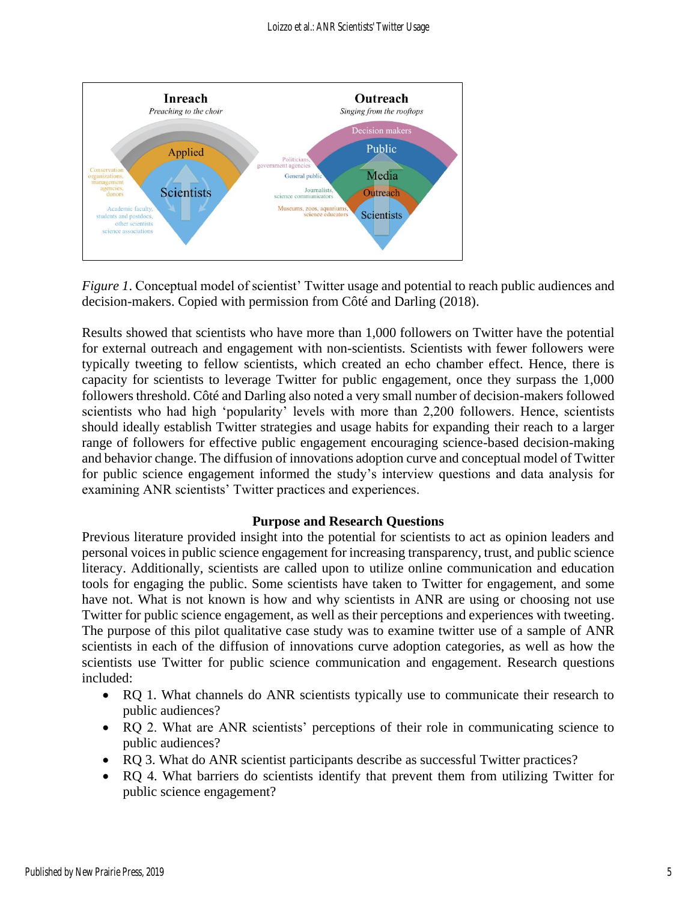*Figure 1*. Conceptual model of scientist' Twitter usage and potential to reach public audiences and decision-makers. Copied with permission from Côté and Darling (2018).

Results showed that scientists who have more than 1,000 followers on Twitter have the potential for external outreach and engagement with non-scientists. Scientists with fewer followers were typically tweeting to fellow scientists, which created an echo chamber effect. Hence, there is capacity for scientists to leverage Twitter for public engagement, once they surpass the 1,000 followers threshold. Côté and Darling also noted a very small number of decision-makers followed scientists who had high 'popularity' levels with more than 2,200 followers. Hence, scientists should ideally establish Twitter strategies and usage habits for expanding their reach to a larger range of followers for effective public engagement encouraging science-based decision-making and behavior change. The diffusion of innovations adoption curve and conceptual model of Twitter for public science engagement informed the study's interview questions and data analysis for examining ANR scientists' Twitter practices and experiences.

## Purpose and Research Questions

Previous literature provided insight into the potential for scientists to act as opinion leaders and personal voices in public science engagement for increasing transparency, trust, and public science literacy. Additionally, scientists are called upon to utilize online communication and education tools for engaging the public. Some scientists have taken to Twitter for engagement, and some have not. What is not known is how and why scientists in ANR are using or choosing not use Twitter for public science engagement, as well as their perceptions and experiences with tweeting. The purpose of this pilot qualitative case study was to examine twitter use of a sample of ANR scientists in each of the diffusion of innovations curve adoption categories, as well as how the scientists use Twitter for public science communication and engagement. Research questions included:

- RQ 1. What channels do ANR scientists typically use to communicate their research to public audiences?
- RQ 2. What are ANR scientists' perceptions of their role in communicating science to public audiences?
- RQ 3. What do ANR scientist participants describe as successful Twitter practices?
- RQ 4. What barriers do scientists identify that prevent them from utilizing Twitter for public science engagement?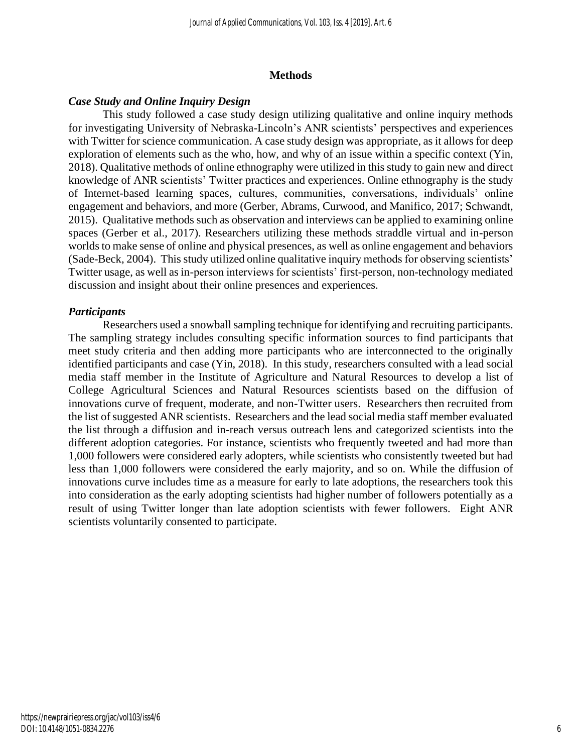## Methods

### *Case Study and Online Inquiry Design*

This study followed a case study design utilizing qualitative and online inquiry methods for investigating University of Nebraska-Lincoln's ANR scientists' perspectives and experiences with Twitter for science communication. A case study design was appropriate, as it allows for deep exploration of elements such as the who, how, and why of an issue within a specific context (Yin, 2018). Qualitative methods of online ethnography were utilized in this study to gain new and direct knowledge of ANR scientists' Twitter practices and experiences. Online ethnography is the study of Internet-based learning spaces, cultures, communities, conversations, individuals' online engagement and behaviors, and more (Gerber, Abrams, Curwood, and Manifico, 2017; Schwandt, 2015). Qualitative methods such as observation and interviews can be applied to examining online spaces (Gerber et al., 2017). Researchers utilizing these methods straddle virtual and in-person worlds to make sense of online and physical presences, as well as online engagement and behaviors (Sade-Beck, 2004). This study utilized online qualitative inquiry methods for observing scientists' Twitter usage, as well as in-person interviews for scientists' first-person, non-technology mediated discussion and insight about their online presences and experiences.

### *Participants*

Researchers used a snowball sampling technique for identifying and recruiting participants. The sampling strategy includes consulting specific information sources to find participants that meet study criteria and then adding more participants who are interconnected to the originally identified participants and case (Yin, 2018). In this study, researchers consulted with a lead social media staff member in the Institute of Agriculture and Natural Resources to develop a list of College Agricultural Sciences and Natural Resources scientists based on the diffusion of innovations curve of frequent, moderate, and non-Twitter users. Researchers then recruited from the list of suggested ANR scientists. Researchers and the lead social media staff member evaluated the list through a diffusion and in-reach versus outreach lens and categorized scientists into the different adoption categories. For instance, scientists who frequently tweeted and had more than 1,000 followers were considered early adopters, while scientists who consistently tweeted but had less than 1,000 followers were considered the early majority, and so on. While the diffusion of innovations curve includes time as a measure for early to late adoptions, the researchers took this into consideration as the early adopting scientists had higher number of followers potentially as a result of using Twitter longer than late adoption scientists with fewer followers. Eight ANR scientists voluntarily consented to participate.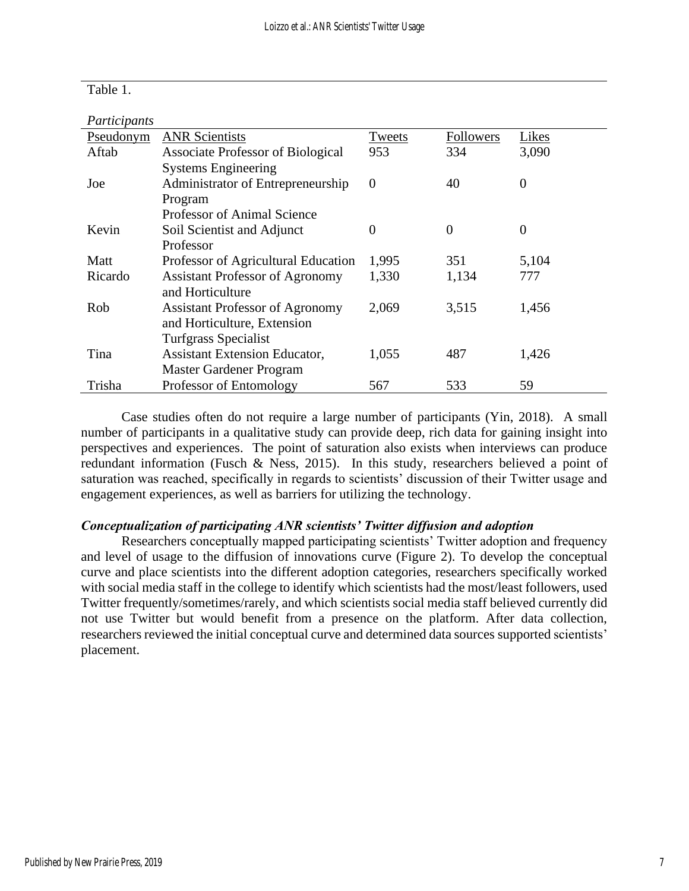Table 1.

*Participants*

| Pseudonym | ANR Scientists | Tweets | Followers | Likes |
|---|---|---|---|---|
| Aftab | Associate Professor of Biological Systems Engineering | 953 | 334 | 3,090 |
| Joe | Administrator of Entrepreneurship Program Professor of Animal Science | 0 | 40 | 0 |
| Kevin | Soil Scientist and Adjunct Professor | 0 | 0 | 0 |
| Matt | Professor of Agricultural Education | 1,995 | 351 | 5,104 |
| Ricardo | Assistant Professor of Agronomy and Horticulture | 1,330 | 1,134 | 777 |
| Rob | Assistant Professor of Agronomy and Horticulture, Extension Turfgrass Specialist | 2,069 | 3,515 | 1,456 |
| Tina | Assistant Extension Educator, Master Gardener Program | 1,055 | 487 | 1,426 |
| Trisha | Professor of Entomology | 567 | 533 | 59 |

Case studies often do not require a large number of participants (Yin, 2018). A small number of participants in a qualitative study can provide deep, rich data for gaining insight into perspectives and experiences. The point of saturation also exists when interviews can produce redundant information (Fusch & Ness, 2015). In this study, researchers believed a point of saturation was reached, specifically in regards to scientists' discussion of their Twitter usage and engagement experiences, as well as barriers for utilizing the technology.

### *Conceptualization of participating ANR scientists' Twitter diffusion and adoption*

Researchers conceptually mapped participating scientists' Twitter adoption and frequency and level of usage to the diffusion of innovations curve (Figure 2). To develop the conceptual curve and place scientists into the different adoption categories, researchers specifically worked with social media staff in the college to identify which scientists had the most/least followers, used Twitter frequently/sometimes/rarely, and which scientists social media staff believed currently did not use Twitter but would benefit from a presence on the platform. After data collection, researchers reviewed the initial conceptual curve and determined data sources supported scientists' placement.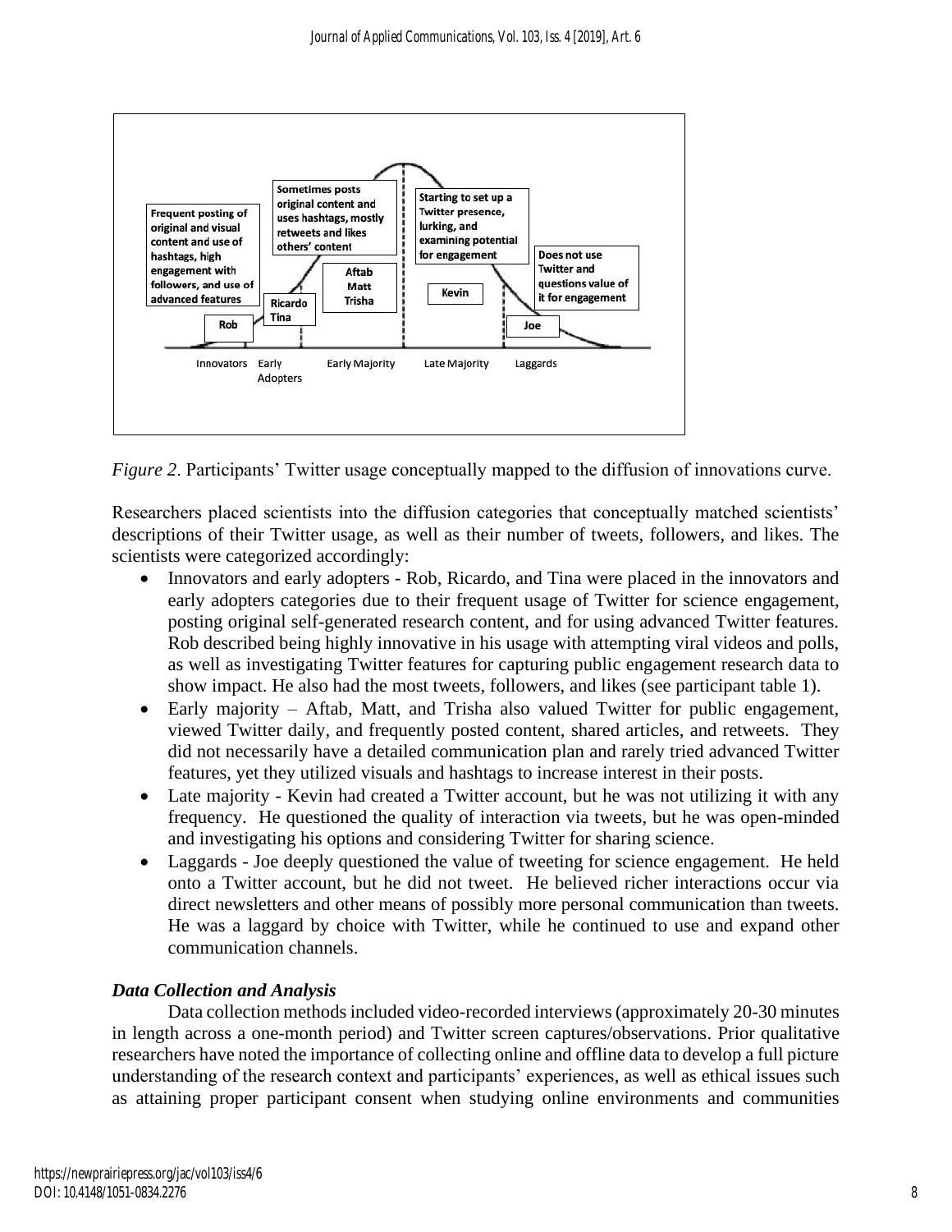*Figure 2*. Participants' Twitter usage conceptually mapped to the diffusion of innovations curve.

Researchers placed scientists into the diffusion categories that conceptually matched scientists' descriptions of their Twitter usage, as well as their number of tweets, followers, and likes. The scientists were categorized accordingly:

- Innovators and early adopters - Rob, Ricardo, and Tina were placed in the innovators and early adopters categories due to their frequent usage of Twitter for science engagement, posting original self-generated research content, and for using advanced Twitter features. Rob described being highly innovative in his usage with attempting viral videos and polls, as well as investigating Twitter features for capturing public engagement research data to show impact. He also had the most tweets, followers, and likes (see participant table 1).
- Early majority – Aftab, Matt, and Trisha also valued Twitter for public engagement, viewed Twitter daily, and frequently posted content, shared articles, and retweets. They did not necessarily have a detailed communication plan and rarely tried advanced Twitter features, yet they utilized visuals and hashtags to increase interest in their posts.
- Late majority - Kevin had created a Twitter account, but he was not utilizing it with any frequency. He questioned the quality of interaction via tweets, but he was open-minded and investigating his options and considering Twitter for sharing science.
- Laggards - Joe deeply questioned the value of tweeting for science engagement. He held onto a Twitter account, but he did not tweet. He believed richer interactions occur via direct newsletters and other means of possibly more personal communication than tweets. He was a laggard by choice with Twitter, while he continued to use and expand other communication channels.

### *Data Collection and Analysis*

Data collection methods included video-recorded interviews (approximately 20-30 minutes in length across a one-month period) and Twitter screen captures/observations. Prior qualitative researchers have noted the importance of collecting online and offline data to develop a full picture understanding of the research context and participants' experiences, as well as ethical issues such as attaining proper participant consent when studying online environments and communities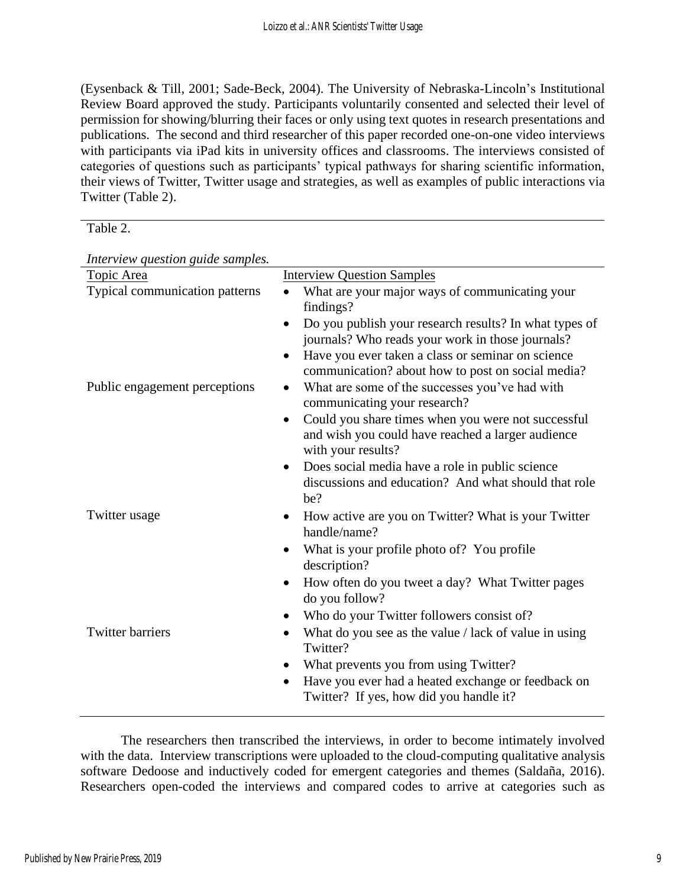(Eysenback & Till, 2001; Sade-Beck, 2004). The University of Nebraska-Lincoln's Institutional Review Board approved the study. Participants voluntarily consented and selected their level of permission for showing/blurring their faces or only using text quotes in research presentations and publications. The second and third researcher of this paper recorded one-on-one video interviews with participants via iPad kits in university offices and classrooms. The interviews consisted of categories of questions such as participants' typical pathways for sharing scientific information, their views of Twitter, Twitter usage and strategies, as well as examples of public interactions via Twitter (Table 2).

Table 2.

*Interview question guide samples.*

| Topic Area | Interview Question Samples |
| --- | --- |
| Typical communication patterns | • What are your major ways of communicating your findings?<br>• Do you publish your research results? In what types of journals? Who reads your work in those journals?<br>• Have you ever taken a class or seminar on science communication? about how to post on social media? |
| Public engagement perceptions | • What are some of the successes you've had with communicating your research?<br>• Could you share times when you were not successful and wish you could have reached a larger audience with your results?<br>• Does social media have a role in public science discussions and education? And what should that role be? |
| Twitter usage | • How active are you on Twitter? What is your Twitter handle/name?<br>• What is your profile photo of? You profile description?<br>• How often do you tweet a day? What Twitter pages do you follow?<br>• Who do your Twitter followers consist of? |
| Twitter barriers | • What do you see as the value / lack of value in using Twitter?<br>• What prevents you from using Twitter?<br>• Have you ever had a heated exchange or feedback on Twitter? If yes, how did you handle it? |

The researchers then transcribed the interviews, in order to become intimately involved with the data. Interview transcriptions were uploaded to the cloud-computing qualitative analysis software Dedoose and inductively coded for emergent categories and themes (Saldaña, 2016). Researchers open-coded the interviews and compared codes to arrive at categories such as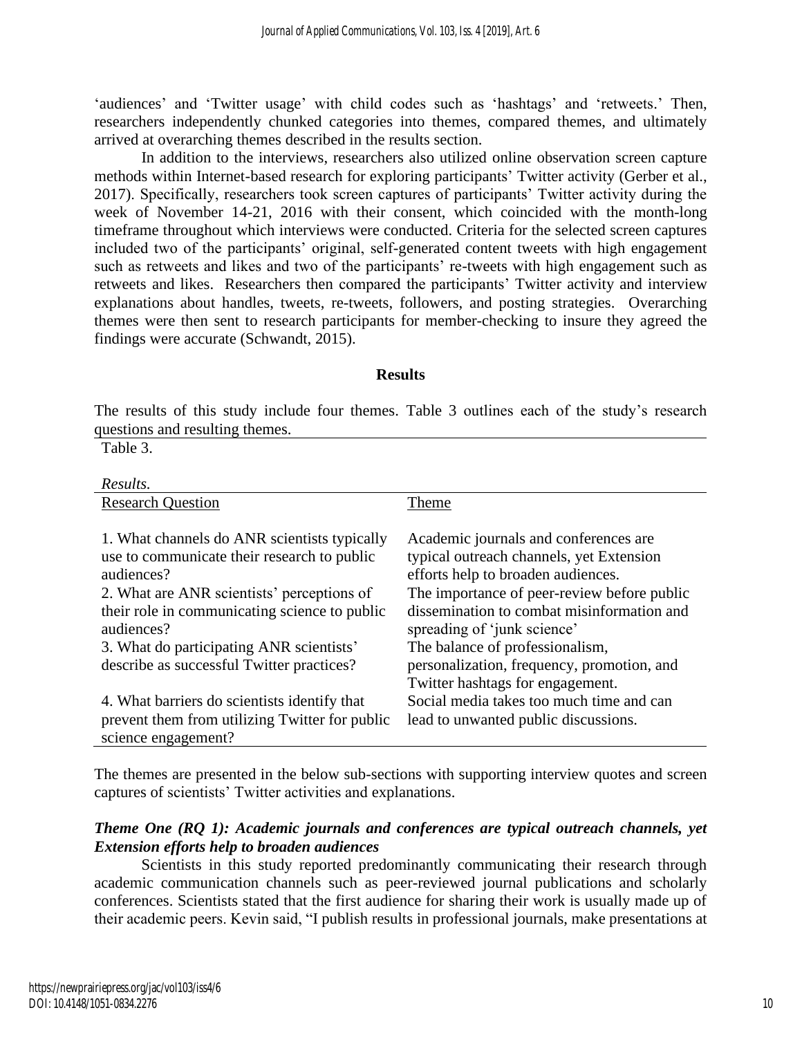'audiences' and 'Twitter usage' with child codes such as 'hashtags' and 'retweets.' Then, researchers independently chunked categories into themes, compared themes, and ultimately arrived at overarching themes described in the results section.

In addition to the interviews, researchers also utilized online observation screen capture methods within Internet-based research for exploring participants' Twitter activity (Gerber et al., 2017). Specifically, researchers took screen captures of participants' Twitter activity during the week of November 14-21, 2016 with their consent, which coincided with the month-long timeframe throughout which interviews were conducted. Criteria for the selected screen captures included two of the participants' original, self-generated content tweets with high engagement such as retweets and likes and two of the participants' re-tweets with high engagement such as retweets and likes. Researchers then compared the participants' Twitter activity and interview explanations about handles, tweets, re-tweets, followers, and posting strategies. Overarching themes were then sent to research participants for member-checking to insure they agreed the findings were accurate (Schwandt, 2015).

## Results

The results of this study include four themes. Table 3 outlines each of the study's research questions and resulting themes.

Table 3.

*Results.*

| Research Question | Theme |
|---|---|
| 1. What channels do ANR scientists typically use to communicate their research to public audiences? | Academic journals and conferences are typical outreach channels, yet Extension efforts help to broaden audiences. |
| 2. What are ANR scientists' perceptions of their role in communicating science to public audiences? | The importance of peer-review before public dissemination to combat misinformation and spreading of 'junk science' |
| 3. What do participating ANR scientists' describe as successful Twitter practices? | The balance of professionalism, personalization, frequency, promotion, and Twitter hashtags for engagement. |
| 4. What barriers do scientists identify that prevent them from utilizing Twitter for public science engagement? | Social media takes too much time and can lead to unwanted public discussions. |

The themes are presented in the below sub-sections with supporting interview quotes and screen captures of scientists' Twitter activities and explanations.

### *Theme One (RQ 1): Academic journals and conferences are typical outreach channels, yet Extension efforts help to broaden audiences*

Scientists in this study reported predominantly communicating their research through academic communication channels such as peer-reviewed journal publications and scholarly conferences. Scientists stated that the first audience for sharing their work is usually made up of their academic peers. Kevin said, "I publish results in professional journals, make presentations at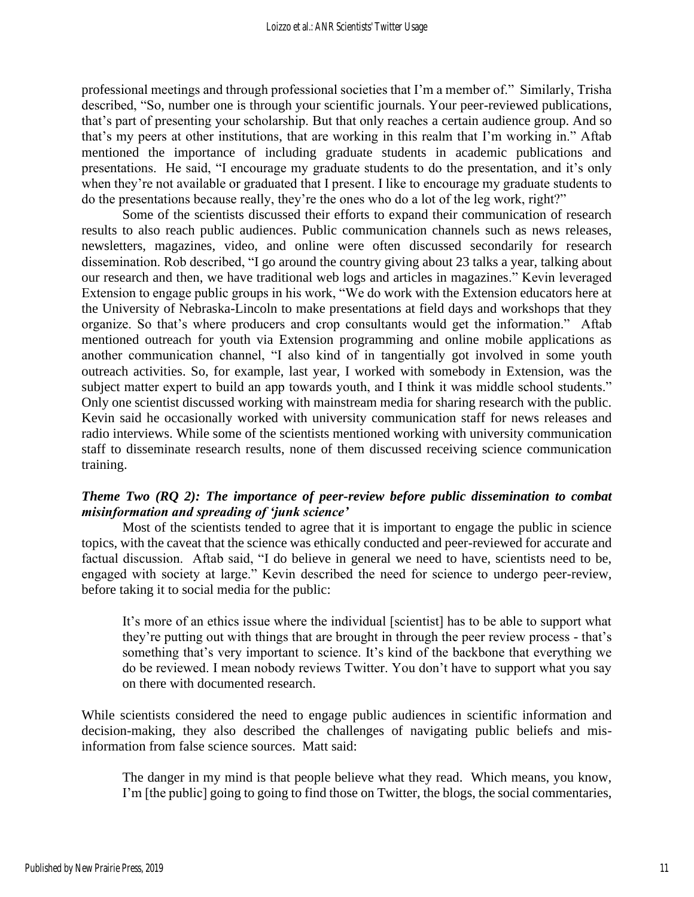professional meetings and through professional societies that I'm a member of." Similarly, Trisha described, "So, number one is through your scientific journals. Your peer-reviewed publications, that's part of presenting your scholarship. But that only reaches a certain audience group. And so that's my peers at other institutions, that are working in this realm that I'm working in." Aftab mentioned the importance of including graduate students in academic publications and presentations. He said, "I encourage my graduate students to do the presentation, and it's only when they're not available or graduated that I present. I like to encourage my graduate students to do the presentations because really, they're the ones who do a lot of the leg work, right?"

Some of the scientists discussed their efforts to expand their communication of research results to also reach public audiences. Public communication channels such as news releases, newsletters, magazines, video, and online were often discussed secondarily for research dissemination. Rob described, "I go around the country giving about 23 talks a year, talking about our research and then, we have traditional web logs and articles in magazines." Kevin leveraged Extension to engage public groups in his work, "We do work with the Extension educators here at the University of Nebraska-Lincoln to make presentations at field days and workshops that they organize. So that's where producers and crop consultants would get the information." Aftab mentioned outreach for youth via Extension programming and online mobile applications as another communication channel, "I also kind of in tangentially got involved in some youth outreach activities. So, for example, last year, I worked with somebody in Extension, was the subject matter expert to build an app towards youth, and I think it was middle school students." Only one scientist discussed working with mainstream media for sharing research with the public. Kevin said he occasionally worked with university communication staff for news releases and radio interviews. While some of the scientists mentioned working with university communication staff to disseminate research results, none of them discussed receiving science communication training.

### *Theme Two (RQ 2): The importance of peer-review before public dissemination to combat misinformation and spreading of 'junk science'*

Most of the scientists tended to agree that it is important to engage the public in science topics, with the caveat that the science was ethically conducted and peer-reviewed for accurate and factual discussion. Aftab said, "I do believe in general we need to have, scientists need to be, engaged with society at large." Kevin described the need for science to undergo peer-review, before taking it to social media for the public:

> It's more of an ethics issue where the individual [scientist] has to be able to support what they're putting out with things that are brought in through the peer review process - that's something that's very important to science. It's kind of the backbone that everything we do be reviewed. I mean nobody reviews Twitter. You don't have to support what you say on there with documented research.

While scientists considered the need to engage public audiences in scientific information and decision-making, they also described the challenges of navigating public beliefs and mis-information from false science sources. Matt said:

> The danger in my mind is that people believe what they read. Which means, you know, I'm [the public] going to going to find those on Twitter, the blogs, the social commentaries,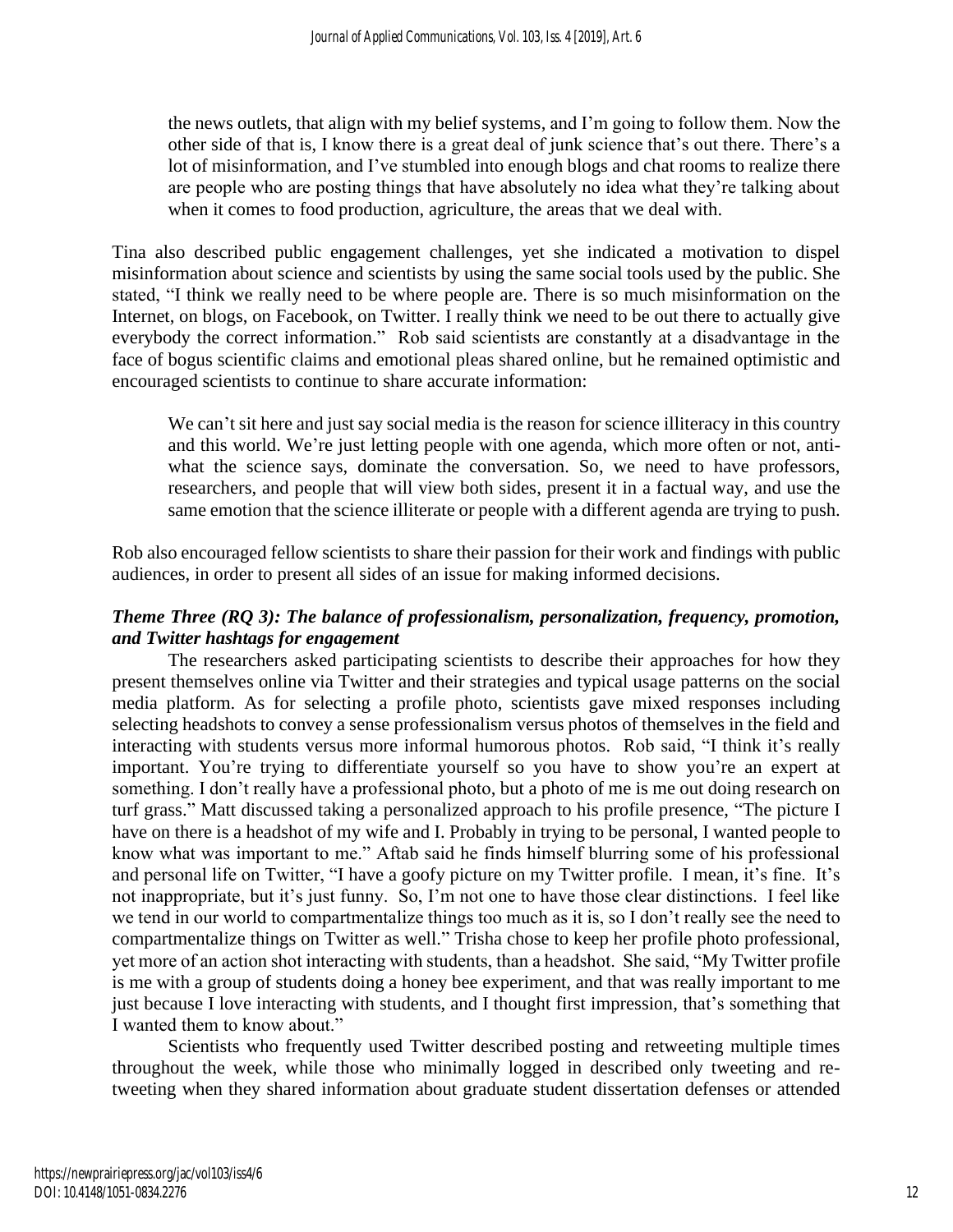> the news outlets, that align with my belief systems, and I'm going to follow them. Now the other side of that is, I know there is a great deal of junk science that's out there. There's a lot of misinformation, and I've stumbled into enough blogs and chat rooms to realize there are people who are posting things that have absolutely no idea what they're talking about when it comes to food production, agriculture, the areas that we deal with.

Tina also described public engagement challenges, yet she indicated a motivation to dispel misinformation about science and scientists by using the same social tools used by the public. She stated, "I think we really need to be where people are. There is so much misinformation on the Internet, on blogs, on Facebook, on Twitter. I really think we need to be out there to actually give everybody the correct information." Rob said scientists are constantly at a disadvantage in the face of bogus scientific claims and emotional pleas shared online, but he remained optimistic and encouraged scientists to continue to share accurate information:

> We can't sit here and just say social media is the reason for science illiteracy in this country and this world. We're just letting people with one agenda, which more often or not, anti-what the science says, dominate the conversation. So, we need to have professors, researchers, and people that will view both sides, present it in a factual way, and use the same emotion that the science illiterate or people with a different agenda are trying to push.

Rob also encouraged fellow scientists to share their passion for their work and findings with public audiences, in order to present all sides of an issue for making informed decisions.

### *Theme Three (RQ 3): The balance of professionalism, personalization, frequency, promotion, and Twitter hashtags for engagement*

The researchers asked participating scientists to describe their approaches for how they present themselves online via Twitter and their strategies and typical usage patterns on the social media platform. As for selecting a profile photo, scientists gave mixed responses including selecting headshots to convey a sense professionalism versus photos of themselves in the field and interacting with students versus more informal humorous photos. Rob said, "I think it's really important. You're trying to differentiate yourself so you have to show you're an expert at something. I don't really have a professional photo, but a photo of me is me out doing research on turf grass." Matt discussed taking a personalized approach to his profile presence, "The picture I have on there is a headshot of my wife and I. Probably in trying to be personal, I wanted people to know what was important to me." Aftab said he finds himself blurring some of his professional and personal life on Twitter, "I have a goofy picture on my Twitter profile. I mean, it's fine. It's not inappropriate, but it's just funny. So, I'm not one to have those clear distinctions. I feel like we tend in our world to compartmentalize things too much as it is, so I don't really see the need to compartmentalize things on Twitter as well." Trisha chose to keep her profile photo professional, yet more of an action shot interacting with students, than a headshot. She said, "My Twitter profile is me with a group of students doing a honey bee experiment, and that was really important to me just because I love interacting with students, and I thought first impression, that's something that I wanted them to know about."

Scientists who frequently used Twitter described posting and retweeting multiple times throughout the week, while those who minimally logged in described only tweeting and re-tweeting when they shared information about graduate student dissertation defenses or attended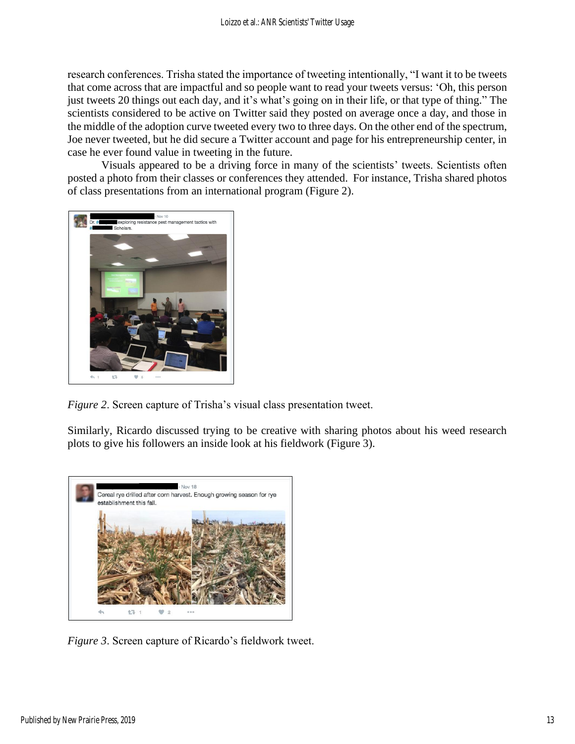research conferences. Trisha stated the importance of tweeting intentionally, "I want it to be tweets that come across that are impactful and so people want to read your tweets versus: 'Oh, this person just tweets 20 things out each day, and it's what's going on in their life, or that type of thing." The scientists considered to be active on Twitter said they posted on average once a day, and those in the middle of the adoption curve tweeted every two to three days. On the other end of the spectrum, Joe never tweeted, but he did secure a Twitter account and page for his entrepreneurship center, in case he ever found value in tweeting in the future.

Visuals appeared to be a driving force in many of the scientists' tweets. Scientists often posted a photo from their classes or conferences they attended. For instance, Trisha shared photos of class presentations from an international program (Figure 2).

*Figure 2*. Screen capture of Trisha's visual class presentation tweet.

Similarly, Ricardo discussed trying to be creative with sharing photos about his weed research plots to give his followers an inside look at his fieldwork (Figure 3).

*Figure 3*. Screen capture of Ricardo's fieldwork tweet.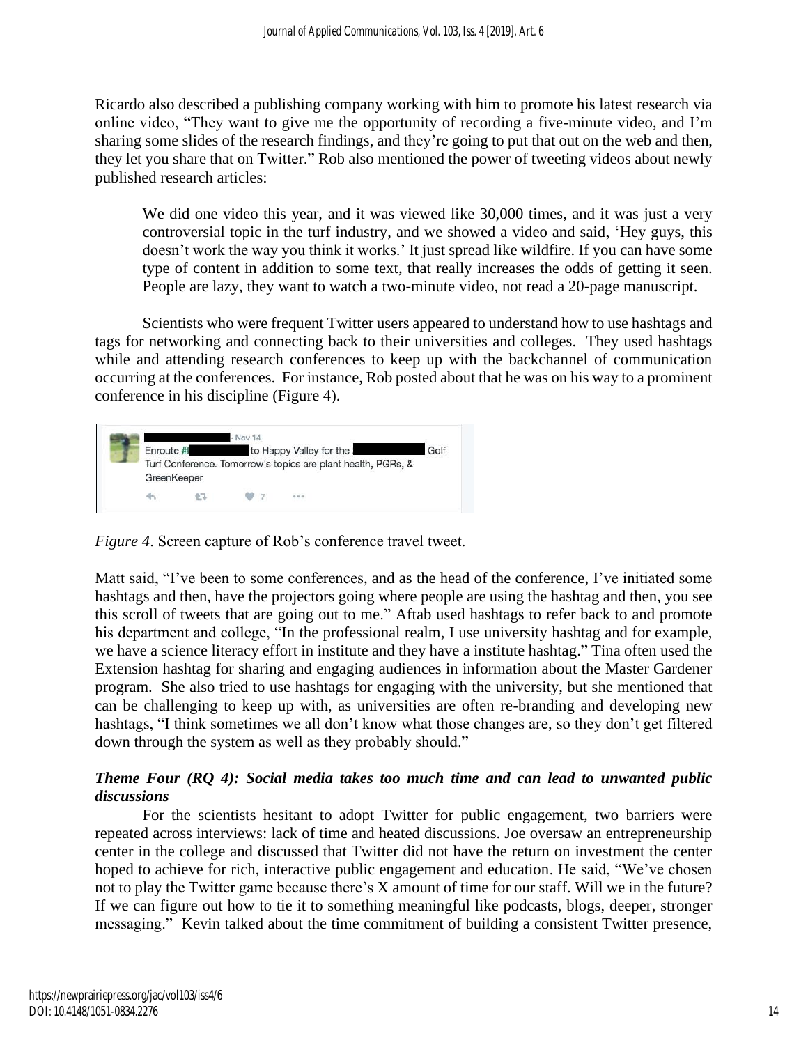Ricardo also described a publishing company working with him to promote his latest research via online video, "They want to give me the opportunity of recording a five-minute video, and I'm sharing some slides of the research findings, and they're going to put that out on the web and then, they let you share that on Twitter." Rob also mentioned the power of tweeting videos about newly published research articles:

> We did one video this year, and it was viewed like 30,000 times, and it was just a very controversial topic in the turf industry, and we showed a video and said, 'Hey guys, this doesn't work the way you think it works.' It just spread like wildfire. If you can have some type of content in addition to some text, that really increases the odds of getting it seen. People are lazy, they want to watch a two-minute video, not read a 20-page manuscript.

Scientists who were frequent Twitter users appeared to understand how to use hashtags and tags for networking and connecting back to their universities and colleges. They used hashtags while and attending research conferences to keep up with the backchannel of communication occurring at the conferences. For instance, Rob posted about that he was on his way to a prominent conference in his discipline (Figure 4).

*Figure 4*. Screen capture of Rob's conference travel tweet.

Matt said, "I've been to some conferences, and as the head of the conference, I've initiated some hashtags and then, have the projectors going where people are using the hashtag and then, you see this scroll of tweets that are going out to me." Aftab used hashtags to refer back to and promote his department and college, "In the professional realm, I use university hashtag and for example, we have a science literacy effort in institute and they have a institute hashtag." Tina often used the Extension hashtag for sharing and engaging audiences in information about the Master Gardener program. She also tried to use hashtags for engaging with the university, but she mentioned that can be challenging to keep up with, as universities are often re-branding and developing new hashtags, "I think sometimes we all don't know what those changes are, so they don't get filtered down through the system as well as they probably should."

### *Theme Four (RQ 4): Social media takes too much time and can lead to unwanted public discussions*

For the scientists hesitant to adopt Twitter for public engagement, two barriers were repeated across interviews: lack of time and heated discussions. Joe oversaw an entrepreneurship center in the college and discussed that Twitter did not have the return on investment the center hoped to achieve for rich, interactive public engagement and education. He said, "We've chosen not to play the Twitter game because there's X amount of time for our staff. Will we in the future? If we can figure out how to tie it to something meaningful like podcasts, blogs, deeper, stronger messaging." Kevin talked about the time commitment of building a consistent Twitter presence,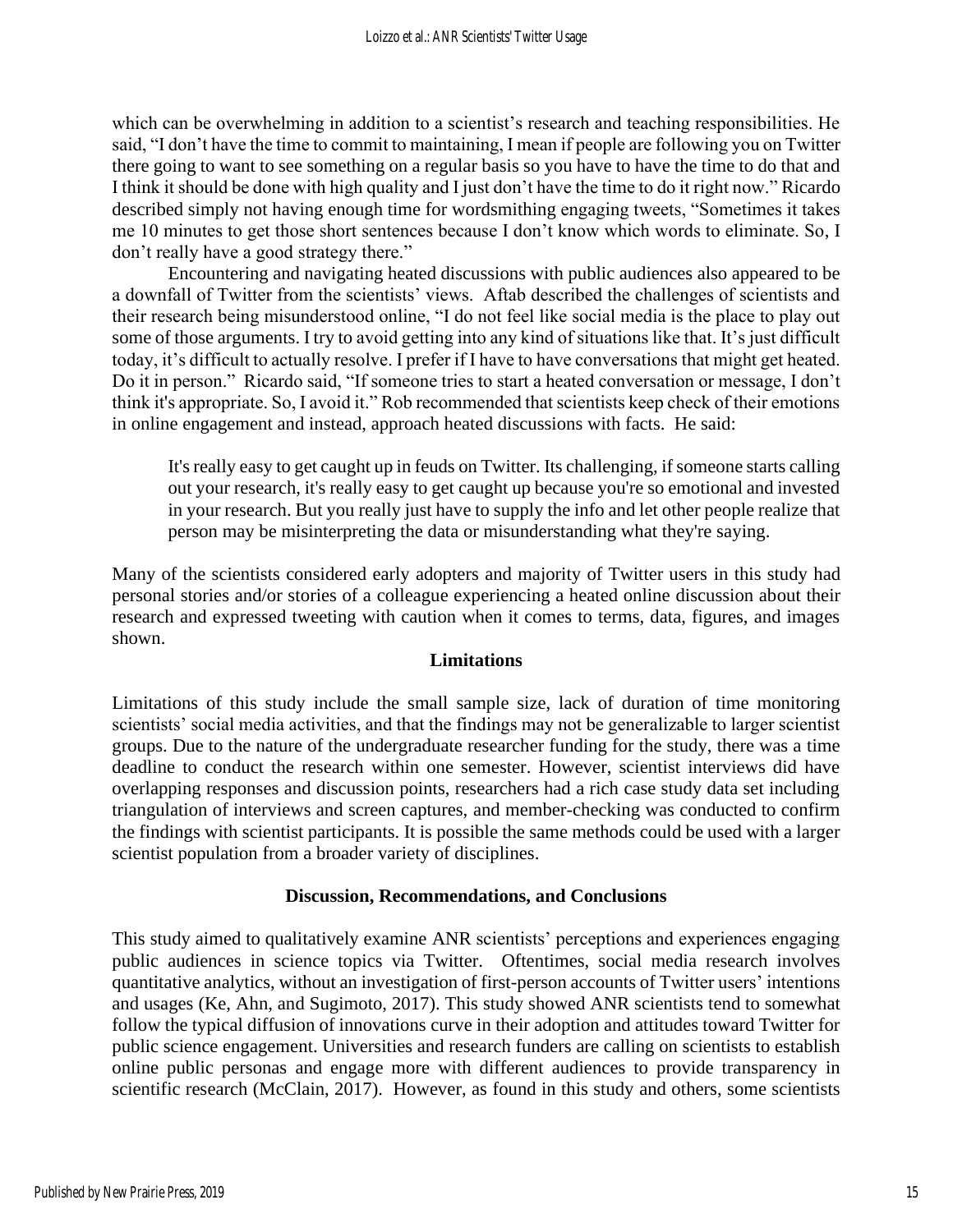which can be overwhelming in addition to a scientist's research and teaching responsibilities. He said, "I don't have the time to commit to maintaining, I mean if people are following you on Twitter there going to want to see something on a regular basis so you have to have the time to do that and I think it should be done with high quality and I just don't have the time to do it right now." Ricardo described simply not having enough time for wordsmithing engaging tweets, "Sometimes it takes me 10 minutes to get those short sentences because I don't know which words to eliminate. So, I don't really have a good strategy there."

Encountering and navigating heated discussions with public audiences also appeared to be a downfall of Twitter from the scientists' views. Aftab described the challenges of scientists and their research being misunderstood online, "I do not feel like social media is the place to play out some of those arguments. I try to avoid getting into any kind of situations like that. It's just difficult today, it's difficult to actually resolve. I prefer if I have to have conversations that might get heated. Do it in person." Ricardo said, "If someone tries to start a heated conversation or message, I don't think it's appropriate. So, I avoid it." Rob recommended that scientists keep check of their emotions in online engagement and instead, approach heated discussions with facts. He said:

> It's really easy to get caught up in feuds on Twitter. Its challenging, if someone starts calling out your research, it's really easy to get caught up because you're so emotional and invested in your research. But you really just have to supply the info and let other people realize that person may be misinterpreting the data or misunderstanding what they're saying.

Many of the scientists considered early adopters and majority of Twitter users in this study had personal stories and/or stories of a colleague experiencing a heated online discussion about their research and expressed tweeting with caution when it comes to terms, data, figures, and images shown.

## Limitations

Limitations of this study include the small sample size, lack of duration of time monitoring scientists' social media activities, and that the findings may not be generalizable to larger scientist groups. Due to the nature of the undergraduate researcher funding for the study, there was a time deadline to conduct the research within one semester. However, scientist interviews did have overlapping responses and discussion points, researchers had a rich case study data set including triangulation of interviews and screen captures, and member-checking was conducted to confirm the findings with scientist participants. It is possible the same methods could be used with a larger scientist population from a broader variety of disciplines.

## Discussion, Recommendations, and Conclusions

This study aimed to qualitatively examine ANR scientists' perceptions and experiences engaging public audiences in science topics via Twitter. Oftentimes, social media research involves quantitative analytics, without an investigation of first-person accounts of Twitter users' intentions and usages (Ke, Ahn, and Sugimoto, 2017). This study showed ANR scientists tend to somewhat follow the typical diffusion of innovations curve in their adoption and attitudes toward Twitter for public science engagement. Universities and research funders are calling on scientists to establish online public personas and engage more with different audiences to provide transparency in scientific research (McClain, 2017). However, as found in this study and others, some scientists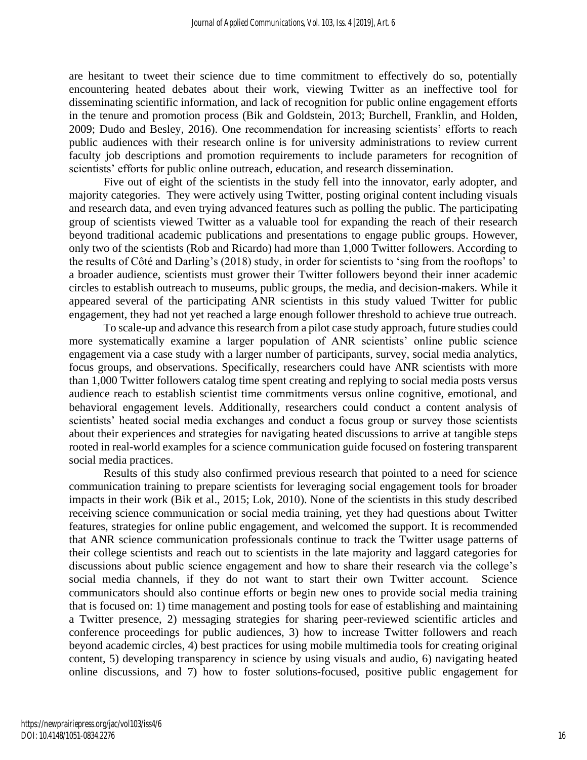are hesitant to tweet their science due to time commitment to effectively do so, potentially encountering heated debates about their work, viewing Twitter as an ineffective tool for disseminating scientific information, and lack of recognition for public online engagement efforts in the tenure and promotion process (Bik and Goldstein, 2013; Burchell, Franklin, and Holden, 2009; Dudo and Besley, 2016). One recommendation for increasing scientists' efforts to reach public audiences with their research online is for university administrations to review current faculty job descriptions and promotion requirements to include parameters for recognition of scientists' efforts for public online outreach, education, and research dissemination.

Five out of eight of the scientists in the study fell into the innovator, early adopter, and majority categories. They were actively using Twitter, posting original content including visuals and research data, and even trying advanced features such as polling the public. The participating group of scientists viewed Twitter as a valuable tool for expanding the reach of their research beyond traditional academic publications and presentations to engage public groups. However, only two of the scientists (Rob and Ricardo) had more than 1,000 Twitter followers. According to the results of Côté and Darling's (2018) study, in order for scientists to 'sing from the rooftops' to a broader audience, scientists must grower their Twitter followers beyond their inner academic circles to establish outreach to museums, public groups, the media, and decision-makers. While it appeared several of the participating ANR scientists in this study valued Twitter for public engagement, they had not yet reached a large enough follower threshold to achieve true outreach.

To scale-up and advance this research from a pilot case study approach, future studies could more systematically examine a larger population of ANR scientists' online public science engagement via a case study with a larger number of participants, survey, social media analytics, focus groups, and observations. Specifically, researchers could have ANR scientists with more than 1,000 Twitter followers catalog time spent creating and replying to social media posts versus audience reach to establish scientist time commitments versus online cognitive, emotional, and behavioral engagement levels. Additionally, researchers could conduct a content analysis of scientists' heated social media exchanges and conduct a focus group or survey those scientists about their experiences and strategies for navigating heated discussions to arrive at tangible steps rooted in real-world examples for a science communication guide focused on fostering transparent social media practices.

Results of this study also confirmed previous research that pointed to a need for science communication training to prepare scientists for leveraging social engagement tools for broader impacts in their work (Bik et al., 2015; Lok, 2010). None of the scientists in this study described receiving science communication or social media training, yet they had questions about Twitter features, strategies for online public engagement, and welcomed the support. It is recommended that ANR science communication professionals continue to track the Twitter usage patterns of their college scientists and reach out to scientists in the late majority and laggard categories for discussions about public science engagement and how to share their research via the college's social media channels, if they do not want to start their own Twitter account. Science communicators should also continue efforts or begin new ones to provide social media training that is focused on: 1) time management and posting tools for ease of establishing and maintaining a Twitter presence, 2) messaging strategies for sharing peer-reviewed scientific articles and conference proceedings for public audiences, 3) how to increase Twitter followers and reach beyond academic circles, 4) best practices for using mobile multimedia tools for creating original content, 5) developing transparency in science by using visuals and audio, 6) navigating heated online discussions, and 7) how to foster solutions-focused, positive public engagement for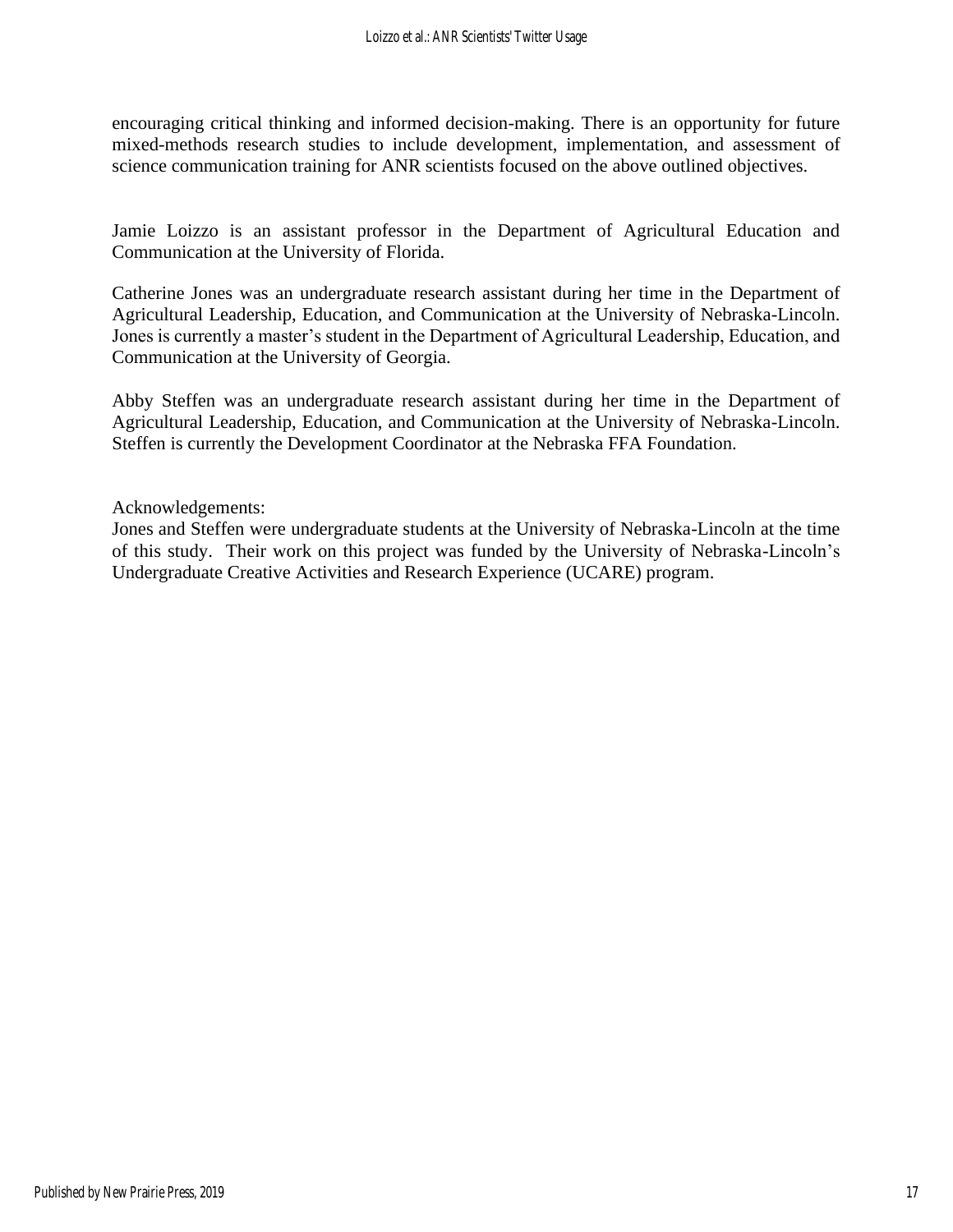encouraging critical thinking and informed decision-making. There is an opportunity for future mixed-methods research studies to include development, implementation, and assessment of science communication training for ANR scientists focused on the above outlined objectives.

Jamie Loizzo is an assistant professor in the Department of Agricultural Education and Communication at the University of Florida.

Catherine Jones was an undergraduate research assistant during her time in the Department of Agricultural Leadership, Education, and Communication at the University of Nebraska-Lincoln. Jones is currently a master's student in the Department of Agricultural Leadership, Education, and Communication at the University of Georgia.

Abby Steffen was an undergraduate research assistant during her time in the Department of Agricultural Leadership, Education, and Communication at the University of Nebraska-Lincoln. Steffen is currently the Development Coordinator at the Nebraska FFA Foundation.

Acknowledgements:
Jones and Steffen were undergraduate students at the University of Nebraska-Lincoln at the time of this study. Their work on this project was funded by the University of Nebraska-Lincoln's Undergraduate Creative Activities and Research Experience (UCARE) program.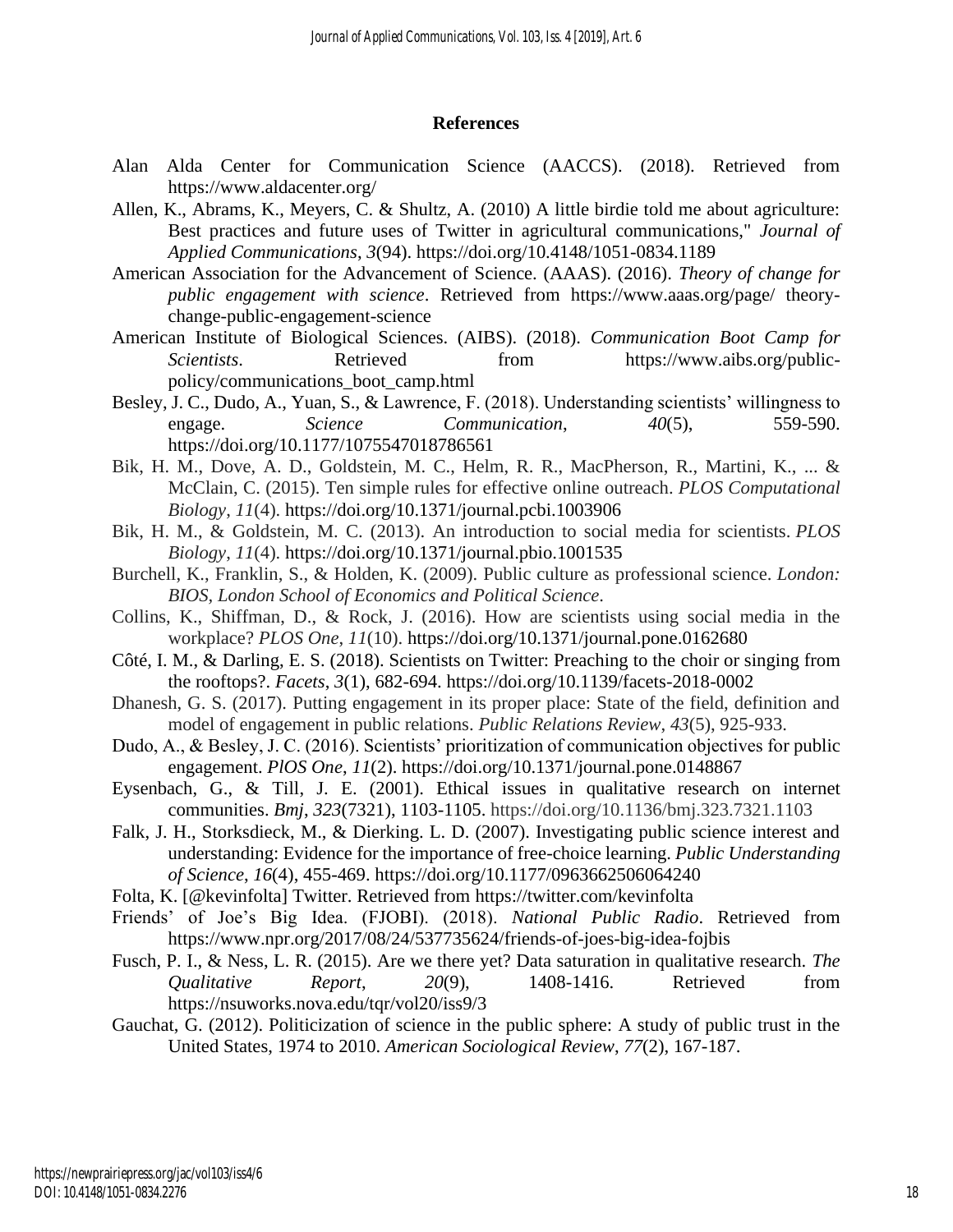## References

Alan Alda Center for Communication Science (AACCS). (2018). Retrieved from https://www.aldacenter.org/

Allen, K., Abrams, K., Meyers, C. & Shultz, A. (2010) A little birdie told me about agriculture: Best practices and future uses of Twitter in agricultural communications," *Journal of Applied Communications*, *3*(94). https://doi.org/10.4148/1051-0834.1189

American Association for the Advancement of Science. (AAAS). (2016). *Theory of change for public engagement with science*. Retrieved from https://www.aaas.org/page/ theory-change-public-engagement-science

American Institute of Biological Sciences. (AIBS). (2018). *Communication Boot Camp for Scientists*. Retrieved from https://www.aibs.org/public-policy/communications_boot_camp.html

Besley, J. C., Dudo, A., Yuan, S., & Lawrence, F. (2018). Understanding scientists' willingness to engage. *Science Communication*, *40*(5), 559-590. https://doi.org/10.1177/1075547018786561

Bik, H. M., Dove, A. D., Goldstein, M. C., Helm, R. R., MacPherson, R., Martini, K., ... & McClain, C. (2015). Ten simple rules for effective online outreach. *PLOS Computational Biology*, *11*(4). https://doi.org/10.1371/journal.pcbi.1003906

Bik, H. M., & Goldstein, M. C. (2013). An introduction to social media for scientists. *PLOS Biology*, *11*(4). https://doi.org/10.1371/journal.pbio.1001535

Burchell, K., Franklin, S., & Holden, K. (2009). Public culture as professional science. *London: BIOS, London School of Economics and Political Science*.

Collins, K., Shiffman, D., & Rock, J. (2016). How are scientists using social media in the workplace? *PLOS One*, *11*(10). https://doi.org/10.1371/journal.pone.0162680

Côté, I. M., & Darling, E. S. (2018). Scientists on Twitter: Preaching to the choir or singing from the rooftops?. *Facets*, *3*(1), 682-694. https://doi.org/10.1139/facets-2018-0002

Dhanesh, G. S. (2017). Putting engagement in its proper place: State of the field, definition and model of engagement in public relations. *Public Relations Review*, *43*(5), 925-933.

Dudo, A., & Besley, J. C. (2016). Scientists' prioritization of communication objectives for public engagement. *PlOS One*, *11*(2). https://doi.org/10.1371/journal.pone.0148867

Eysenbach, G., & Till, J. E. (2001). Ethical issues in qualitative research on internet communities. *Bmj*, *323*(7321), 1103-1105. https://doi.org/10.1136/bmj.323.7321.1103

Falk, J. H., Storksdieck, M., & Dierking. L. D. (2007). Investigating public science interest and understanding: Evidence for the importance of free-choice learning. *Public Understanding of Science*, *16*(4), 455-469. https://doi.org/10.1177/0963662506064240

Folta, K. [@kevinfolta] Twitter. Retrieved from https://twitter.com/kevinfolta

Friends' of Joe's Big Idea. (FJOBI). (2018). *National Public Radio*. Retrieved from https://www.npr.org/2017/08/24/537735624/friends-of-joes-big-idea-fojbis

Fusch, P. I., & Ness, L. R. (2015). Are we there yet? Data saturation in qualitative research. *The Qualitative Report*, *20*(9), 1408-1416. Retrieved from https://nsuworks.nova.edu/tqr/vol20/iss9/3

Gauchat, G. (2012). Politicization of science in the public sphere: A study of public trust in the United States, 1974 to 2010. *American Sociological Review*, *77*(2), 167-187.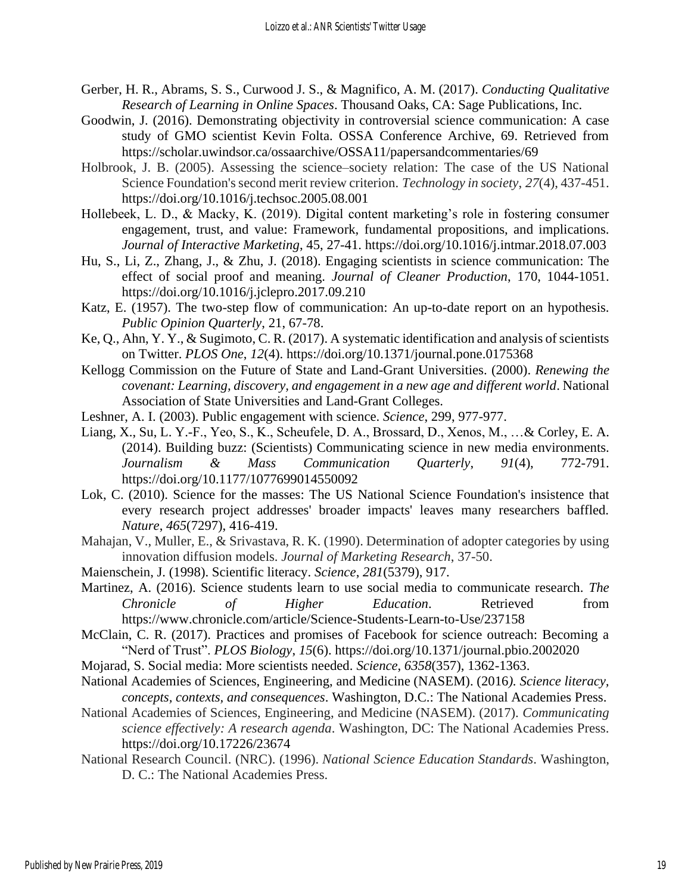Gerber, H. R., Abrams, S. S., Curwood J. S., & Magnifico, A. M. (2017). *Conducting Qualitative Research of Learning in Online Spaces*. Thousand Oaks, CA: Sage Publications, Inc.

Goodwin, J. (2016). Demonstrating objectivity in controversial science communication: A case study of GMO scientist Kevin Folta. OSSA Conference Archive, 69. Retrieved from https://scholar.uwindsor.ca/ossaarchive/OSSA11/papersandcommentaries/69

Holbrook, J. B. (2005). Assessing the science–society relation: The case of the US National Science Foundation's second merit review criterion. *Technology in society*, *27*(4), 437-451. https://doi.org/10.1016/j.techsoc.2005.08.001

Hollebeek, L. D., & Macky, K. (2019). Digital content marketing's role in fostering consumer engagement, trust, and value: Framework, fundamental propositions, and implications. *Journal of Interactive Marketing*, 45, 27-41. https://doi.org/10.1016/j.intmar.2018.07.003

Hu, S., Li, Z., Zhang, J., & Zhu, J. (2018). Engaging scientists in science communication: The effect of social proof and meaning. *Journal of Cleaner Production*, 170, 1044-1051. https://doi.org/10.1016/j.jclepro.2017.09.210

Katz, E. (1957). The two-step flow of communication: An up-to-date report on an hypothesis. *Public Opinion Quarterly*, 21, 67-78.

Ke, Q., Ahn, Y. Y., & Sugimoto, C. R. (2017). A systematic identification and analysis of scientists on Twitter. *PLOS One*, *12*(4). https://doi.org/10.1371/journal.pone.0175368

Kellogg Commission on the Future of State and Land-Grant Universities. (2000). *Renewing the covenant: Learning, discovery, and engagement in a new age and different world*. National Association of State Universities and Land-Grant Colleges.

Leshner, A. I. (2003). Public engagement with science. *Science*, 299, 977-977.

Liang, X., Su, L. Y.-F., Yeo, S., K., Scheufele, D. A., Brossard, D., Xenos, M., …& Corley, E. A. (2014). Building buzz: (Scientists) Communicating science in new media environments. *Journalism & Mass Communication Quarterly*, *91*(4), 772-791. https://doi.org/10.1177/1077699014550092

Lok, C. (2010). Science for the masses: The US National Science Foundation's insistence that every research project addresses' broader impacts' leaves many researchers baffled. *Nature*, *465*(7297), 416-419.

Mahajan, V., Muller, E., & Srivastava, R. K. (1990). Determination of adopter categories by using innovation diffusion models. *Journal of Marketing Research*, 37-50.

Maienschein, J. (1998). Scientific literacy. *Science*, *281*(5379), 917.

Martinez, A. (2016). Science students learn to use social media to communicate research. *The Chronicle of Higher Education*. Retrieved from https://www.chronicle.com/article/Science-Students-Learn-to-Use/237158

McClain, C. R. (2017). Practices and promises of Facebook for science outreach: Becoming a "Nerd of Trust". *PLOS Biology*, *15*(6). https://doi.org/10.1371/journal.pbio.2002020

Mojarad, S. Social media: More scientists needed. *Science*, *6358*(357), 1362-1363.

National Academies of Sciences, Engineering, and Medicine (NASEM). (2016*). Science literacy, concepts, contexts, and consequences*. Washington, D.C.: The National Academies Press.

National Academies of Sciences, Engineering, and Medicine (NASEM). (2017). *Communicating science effectively: A research agenda*. Washington, DC: The National Academies Press. https://doi.org/10.17226/23674

National Research Council. (NRC). (1996). *National Science Education Standards*. Washington, D. C.: The National Academies Press.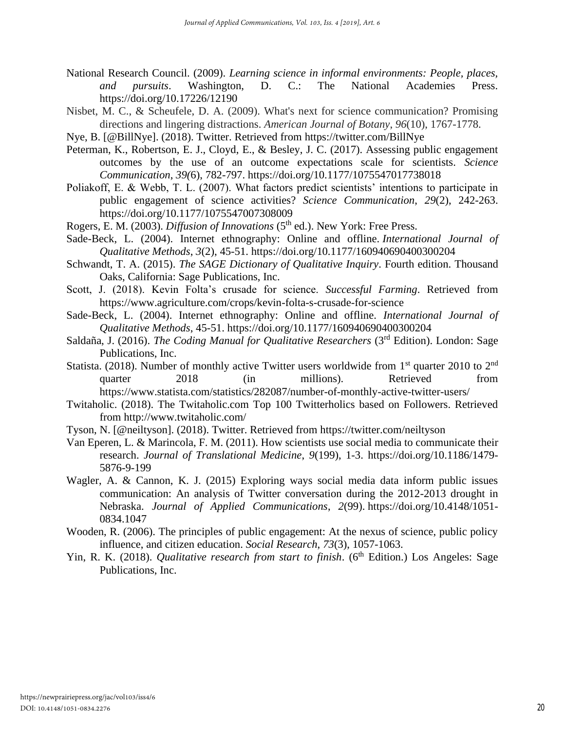National Research Council. (2009). *Learning science in informal environments: People, places, and pursuits*. Washington, D. C.: The National Academies Press. https://doi.org/10.17226/12190

Nisbet, M. C., & Scheufele, D. A. (2009). What's next for science communication? Promising directions and lingering distractions. *American Journal of Botany*, *96*(10), 1767-1778.

Nye, B. [@BillNye]. (2018). Twitter. Retrieved from https://twitter.com/BillNye

Peterman, K., Robertson, E. J., Cloyd, E., & Besley, J. C. (2017). Assessing public engagement outcomes by the use of an outcome expectations scale for scientists. *Science Communication*, *39(*6), 782-797. https://doi.org/10.1177/1075547017738018

Poliakoff, E. & Webb, T. L. (2007). What factors predict scientists' intentions to participate in public engagement of science activities? *Science Communication*, *29*(2), 242-263. https://doi.org/10.1177/1075547007308009

Rogers, E. M. (2003). *Diffusion of Innovations* (5th ed.). New York: Free Press.

Sade-Beck, L. (2004). Internet ethnography: Online and offline. *International Journal of Qualitative Methods*, *3*(2), 45-51. https://doi.org/10.1177/160940690400300204

Schwandt, T. A. (2015). *The SAGE Dictionary of Qualitative Inquiry*. Fourth edition. Thousand Oaks, California: Sage Publications, Inc.

Scott, J. (2018). Kevin Folta's crusade for science. *Successful Farming*. Retrieved from https://www.agriculture.com/crops/kevin-folta-s-crusade-for-science

Sade-Beck, L. (2004). Internet ethnography: Online and offline. *International Journal of Qualitative Methods*, 45-51. https://doi.org/10.1177/160940690400300204

Saldaña, J. (2016). *The Coding Manual for Qualitative Researchers* (3rd Edition). London: Sage Publications, Inc.

Statista. (2018). Number of monthly active Twitter users worldwide from 1st quarter 2010 to 2nd quarter 2018 (in millions). Retrieved from https://www.statista.com/statistics/282087/number-of-monthly-active-twitter-users/

Twitaholic. (2018). The Twitaholic.com Top 100 Twitterholics based on Followers. Retrieved from http://www.twitaholic.com/

Tyson, N. [@neiltyson]. (2018). Twitter. Retrieved from https://twitter.com/neiltyson

Van Eperen, L. & Marincola, F. M. (2011). How scientists use social media to communicate their research. *Journal of Translational Medicine*, *9*(199), 1-3. https://doi.org/10.1186/1479-5876-9-199

Wagler, A. & Cannon, K. J. (2015) Exploring ways social media data inform public issues communication: An analysis of Twitter conversation during the 2012-2013 drought in Nebraska. *Journal of Applied Communications*, *2*(99). https://doi.org/10.4148/1051-0834.1047

Wooden, R. (2006). The principles of public engagement: At the nexus of science, public policy influence, and citizen education. *Social Research*, *73*(3), 1057-1063.

Yin, R. K. (2018). *Qualitative research from start to finish*. (6th Edition.) Los Angeles: Sage Publications, Inc.